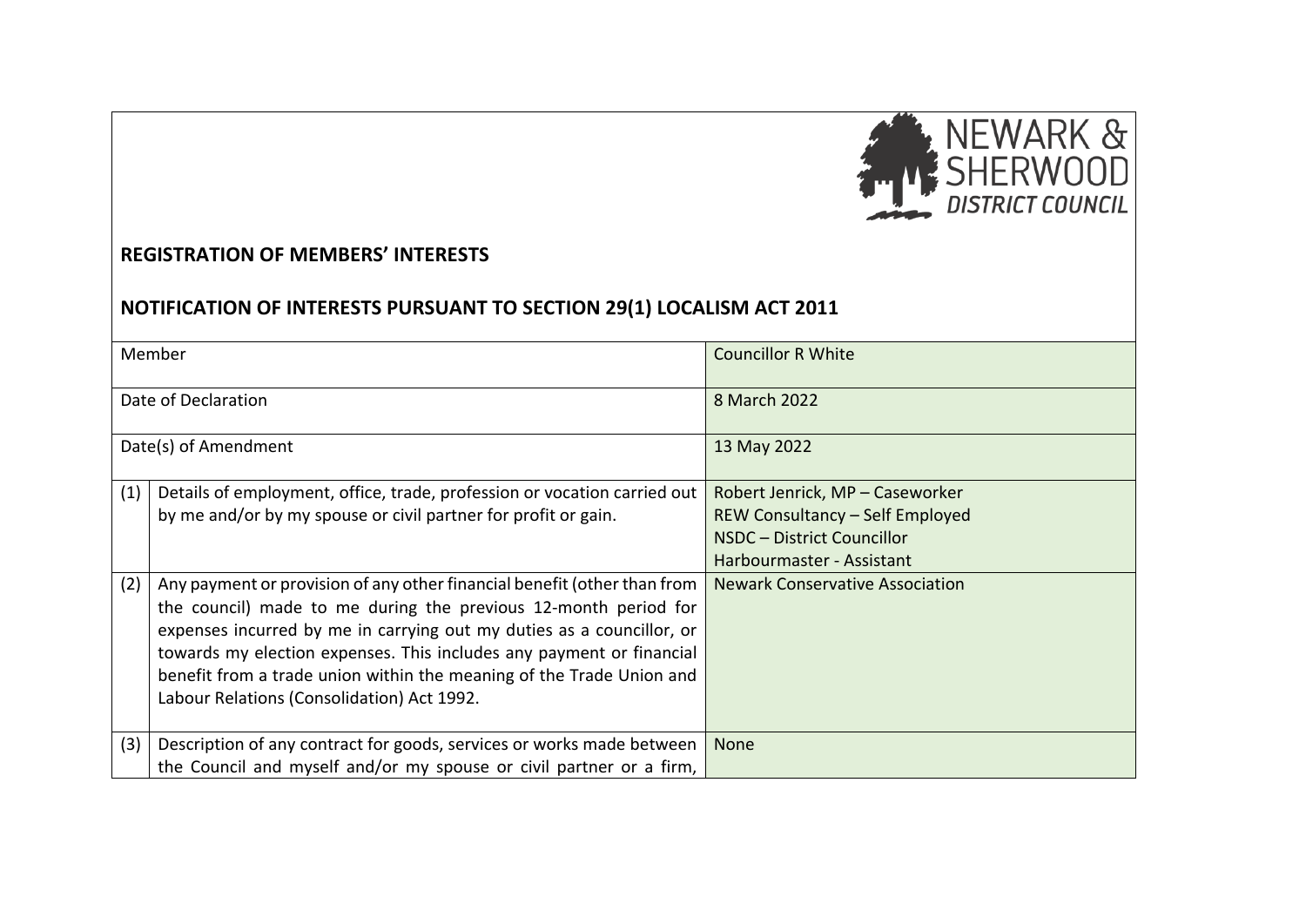NEWARK & SHERWOOD DISTRICT COUNCIL

**REGISTRATION OF MEMBERS' INTERESTS**

**NOTIFICATION OF INTERESTS PURSUANT TO SECTION 29(1) LOCALISM ACT 2011**

| | | |
|---|---|---|
| Member | | Councillor R White |
| Date of Declaration | | 8 March 2022 |
| Date(s) of Amendment | | 13 May 2022 |
| (1) | Details of employment, office, trade, profession or vocation carried out by me and/or by my spouse or civil partner for profit or gain. | Robert Jenrick, MP – Caseworker<br>REW Consultancy – Self Employed<br>NSDC – District Councillor<br>Harbourmaster - Assistant |
| (2) | Any payment or provision of any other financial benefit (other than from the council) made to me during the previous 12-month period for expenses incurred by me in carrying out my duties as a councillor, or towards my election expenses. This includes any payment or financial benefit from a trade union within the meaning of the Trade Union and Labour Relations (Consolidation) Act 1992. | Newark Conservative Association |
| (3) | Description of any contract for goods, services or works made between the Council and myself and/or my spouse or civil partner or a firm, | None |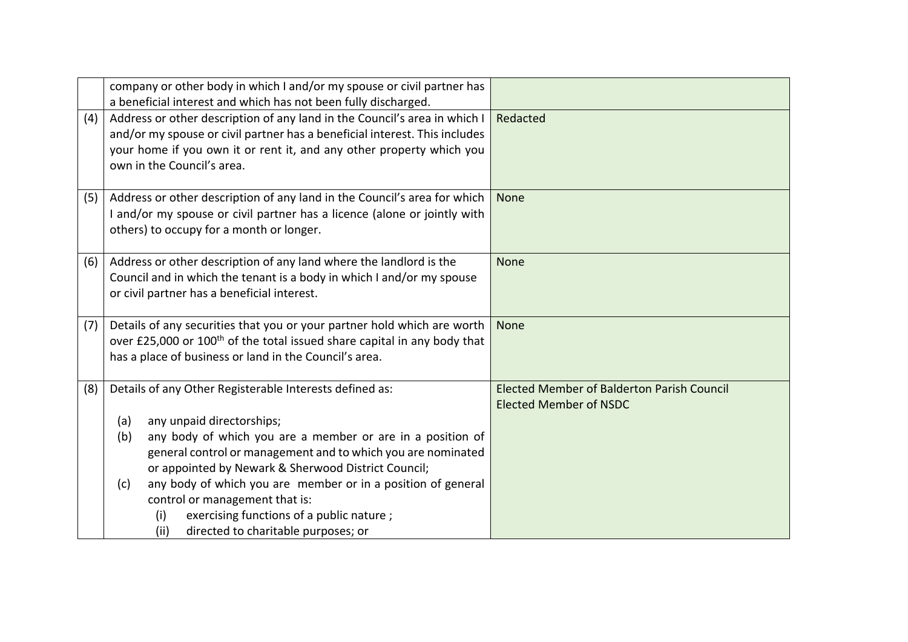| | | |
|---|---|---|
| | company or other body in which I and/or my spouse or civil partner has a beneficial interest and which has not been fully discharged. | |
| (4) | Address or other description of any land in the Council's area in which I and/or my spouse or civil partner has a beneficial interest. This includes your home if you own it or rent it, and any other property which you own in the Council's area. | Redacted |
| (5) | Address or other description of any land in the Council's area for which I and/or my spouse or civil partner has a licence (alone or jointly with others) to occupy for a month or longer. | None |
| (6) | Address or other description of any land where the landlord is the Council and in which the tenant is a body in which I and/or my spouse or civil partner has a beneficial interest. | None |
| (7) | Details of any securities that you or your partner hold which are worth over £25,000 or 100th of the total issued share capital in any body that has a place of business or land in the Council's area. | None |
| (8) | Details of any Other Registerable Interests defined as:<br><br>(a) any unpaid directorships;<br>(b) any body of which you are a member or are in a position of general control or management and to which you are nominated or appointed by Newark & Sherwood District Council;<br>(c) any body of which you are member or in a position of general control or management that is:<br>(i) exercising functions of a public nature ;<br>(ii) directed to charitable purposes; or | Elected Member of Balderton Parish Council<br>Elected Member of NSDC |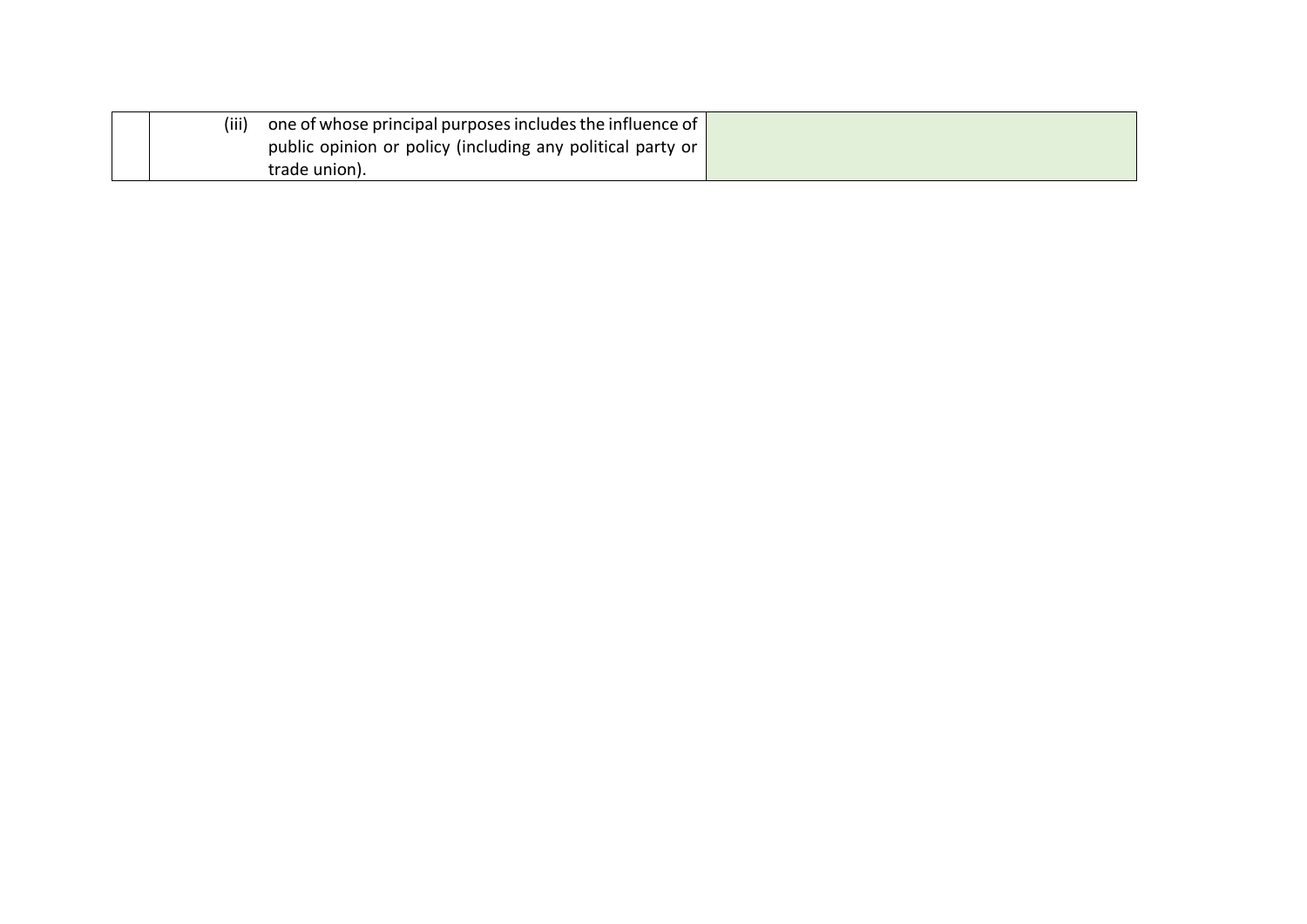| | | |
|---|---|---|
| | (iii) one of whose principal purposes includes the influence of public opinion or policy (including any political party or trade union). | |